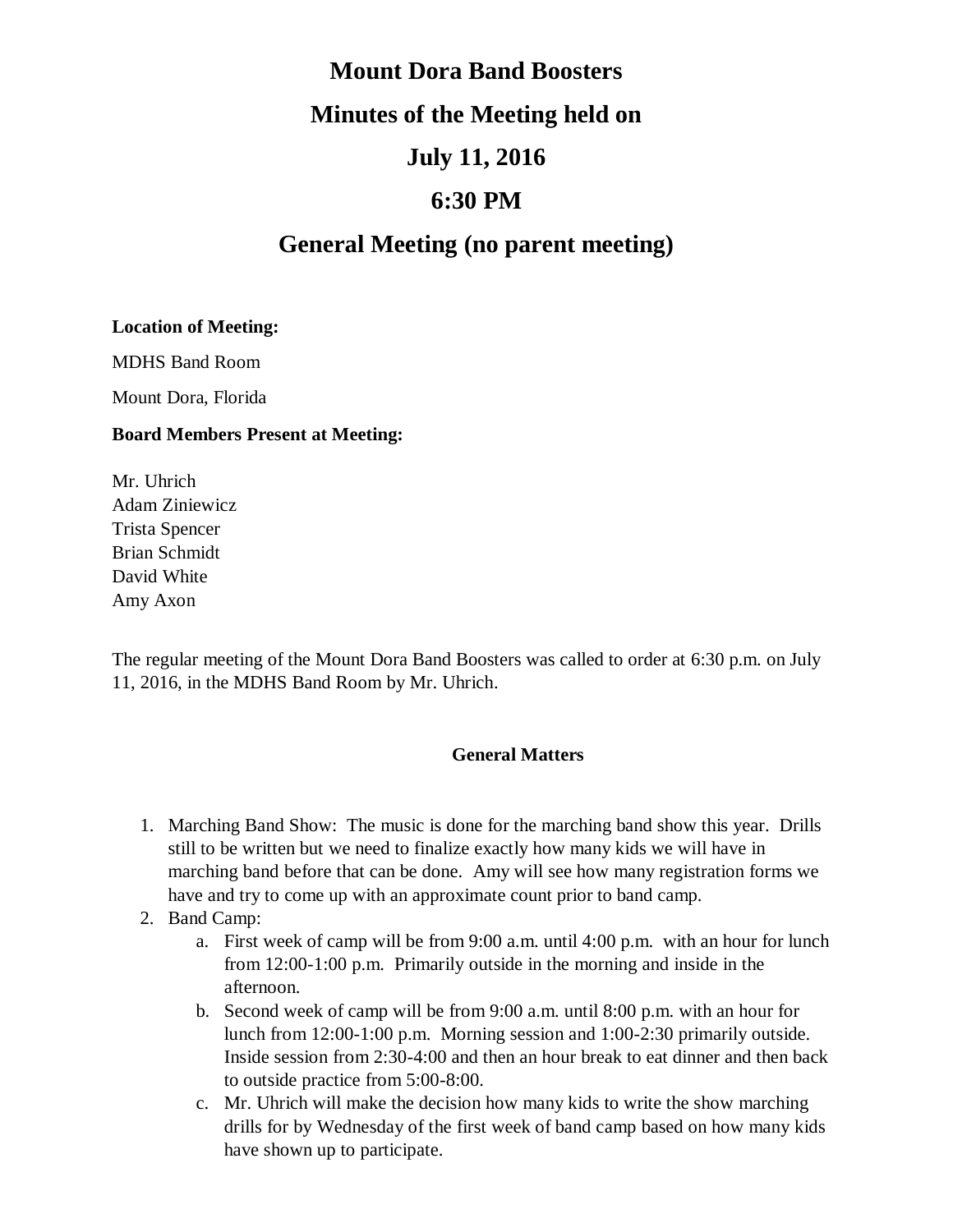# Mount Dora Band Boosters

# Minutes of the Meeting held on

# July 11, 2016

# 6:30 PM

# General Meeting (no parent meeting)

**Location of Meeting:**

MDHS Band Room

Mount Dora, Florida

**Board Members Present at Meeting:**

Mr. Uhrich
Adam Ziniewicz
Trista Spencer
Brian Schmidt
David White
Amy Axon

The regular meeting of the Mount Dora Band Boosters was called to order at 6:30 p.m. on July 11, 2016, in the MDHS Band Room by Mr. Uhrich.

**General Matters**

1. Marching Band Show: The music is done for the marching band show this year. Drills still to be written but we need to finalize exactly how many kids we will have in marching band before that can be done. Amy will see how many registration forms we have and try to come up with an approximate count prior to band camp.
2. Band Camp:
   a. First week of camp will be from 9:00 a.m. until 4:00 p.m. with an hour for lunch from 12:00-1:00 p.m. Primarily outside in the morning and inside in the afternoon.
   b. Second week of camp will be from 9:00 a.m. until 8:00 p.m. with an hour for lunch from 12:00-1:00 p.m. Morning session and 1:00-2:30 primarily outside. Inside session from 2:30-4:00 and then an hour break to eat dinner and then back to outside practice from 5:00-8:00.
   c. Mr. Uhrich will make the decision how many kids to write the show marching drills for by Wednesday of the first week of band camp based on how many kids have shown up to participate.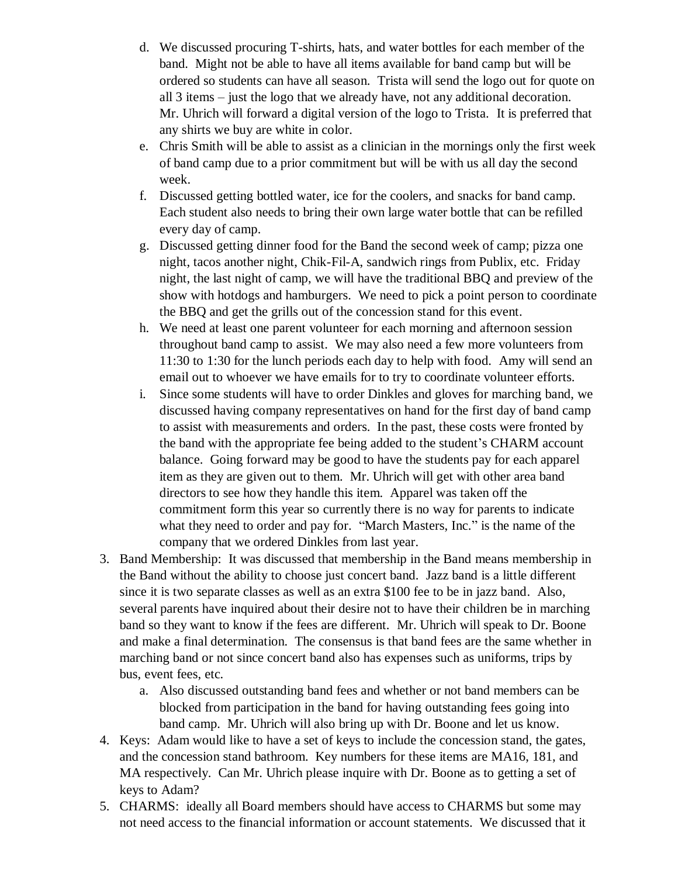d. We discussed procuring T-shirts, hats, and water bottles for each member of the band. Might not be able to have all items available for band camp but will be ordered so students can have all season. Trista will send the logo out for quote on all 3 items – just the logo that we already have, not any additional decoration. Mr. Uhrich will forward a digital version of the logo to Trista. It is preferred that any shirts we buy are white in color.
   e. Chris Smith will be able to assist as a clinician in the mornings only the first week of band camp due to a prior commitment but will be with us all day the second week.
   f. Discussed getting bottled water, ice for the coolers, and snacks for band camp. Each student also needs to bring their own large water bottle that can be refilled every day of camp.
   g. Discussed getting dinner food for the Band the second week of camp; pizza one night, tacos another night, Chik-Fil-A, sandwich rings from Publix, etc. Friday night, the last night of camp, we will have the traditional BBQ and preview of the show with hotdogs and hamburgers. We need to pick a point person to coordinate the BBQ and get the grills out of the concession stand for this event.
   h. We need at least one parent volunteer for each morning and afternoon session throughout band camp to assist. We may also need a few more volunteers from 11:30 to 1:30 for the lunch periods each day to help with food. Amy will send an email out to whoever we have emails for to try to coordinate volunteer efforts.
   i. Since some students will have to order Dinkles and gloves for marching band, we discussed having company representatives on hand for the first day of band camp to assist with measurements and orders. In the past, these costs were fronted by the band with the appropriate fee being added to the student's CHARM account balance. Going forward may be good to have the students pay for each apparel item as they are given out to them. Mr. Uhrich will get with other area band directors to see how they handle this item. Apparel was taken off the commitment form this year so currently there is no way for parents to indicate what they need to order and pay for. "March Masters, Inc." is the name of the company that we ordered Dinkles from last year.

3. Band Membership: It was discussed that membership in the Band means membership in the Band without the ability to choose just concert band. Jazz band is a little different since it is two separate classes as well as an extra $100 fee to be in jazz band. Also, several parents have inquired about their desire not to have their children be in marching band so they want to know if the fees are different. Mr. Uhrich will speak to Dr. Boone and make a final determination. The consensus is that band fees are the same whether in marching band or not since concert band also has expenses such as uniforms, trips by bus, event fees, etc.
   a. Also discussed outstanding band fees and whether or not band members can be blocked from participation in the band for having outstanding fees going into band camp. Mr. Uhrich will also bring up with Dr. Boone and let us know.
4. Keys: Adam would like to have a set of keys to include the concession stand, the gates, and the concession stand bathroom. Key numbers for these items are MA16, 181, and MA respectively. Can Mr. Uhrich please inquire with Dr. Boone as to getting a set of keys to Adam?
5. CHARMS: ideally all Board members should have access to CHARMS but some may not need access to the financial information or account statements. We discussed that it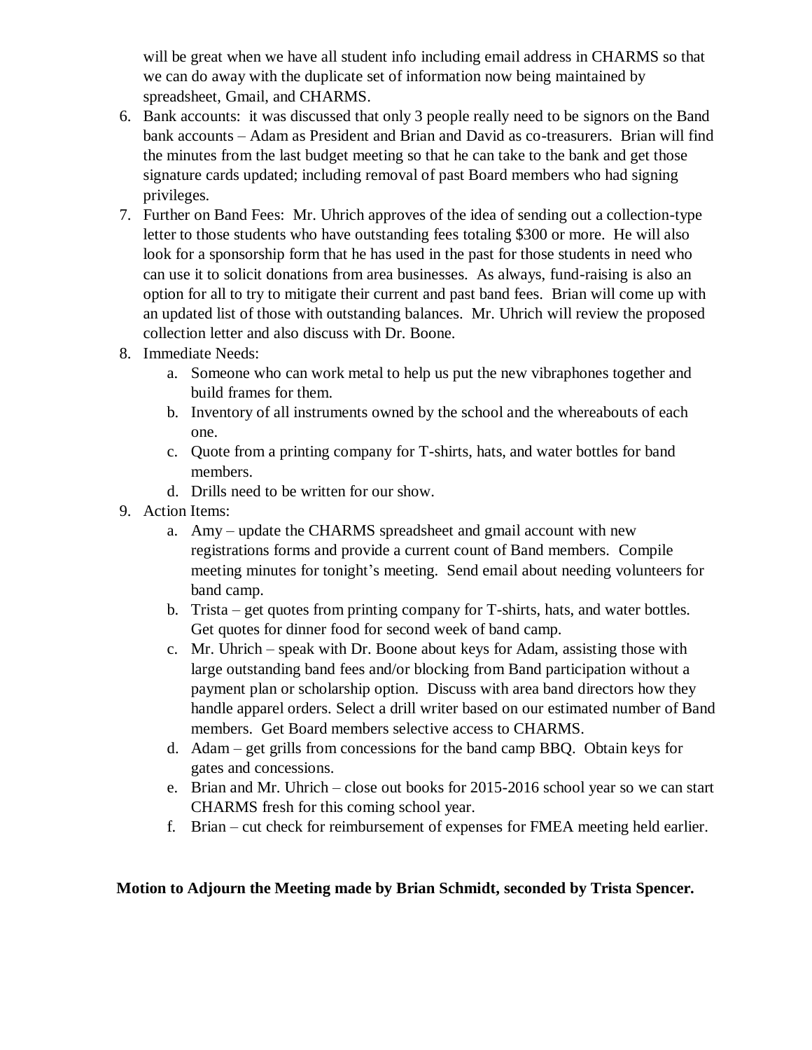will be great when we have all student info including email address in CHARMS so that we can do away with the duplicate set of information now being maintained by spreadsheet, Gmail, and CHARMS.

6. Bank accounts: it was discussed that only 3 people really need to be signors on the Band bank accounts – Adam as President and Brian and David as co-treasurers. Brian will find the minutes from the last budget meeting so that he can take to the bank and get those signature cards updated; including removal of past Board members who had signing privileges.
7. Further on Band Fees: Mr. Uhrich approves of the idea of sending out a collection-type letter to those students who have outstanding fees totaling $300 or more. He will also look for a sponsorship form that he has used in the past for those students in need who can use it to solicit donations from area businesses. As always, fund-raising is also an option for all to try to mitigate their current and past band fees. Brian will come up with an updated list of those with outstanding balances. Mr. Uhrich will review the proposed collection letter and also discuss with Dr. Boone.
8. Immediate Needs:
   a. Someone who can work metal to help us put the new vibraphones together and build frames for them.
   b. Inventory of all instruments owned by the school and the whereabouts of each one.
   c. Quote from a printing company for T-shirts, hats, and water bottles for band members.
   d. Drills need to be written for our show.
9. Action Items:
   a. Amy – update the CHARMS spreadsheet and gmail account with new registrations forms and provide a current count of Band members. Compile meeting minutes for tonight's meeting. Send email about needing volunteers for band camp.
   b. Trista – get quotes from printing company for T-shirts, hats, and water bottles. Get quotes for dinner food for second week of band camp.
   c. Mr. Uhrich – speak with Dr. Boone about keys for Adam, assisting those with large outstanding band fees and/or blocking from Band participation without a payment plan or scholarship option. Discuss with area band directors how they handle apparel orders. Select a drill writer based on our estimated number of Band members. Get Board members selective access to CHARMS.
   d. Adam – get grills from concessions for the band camp BBQ. Obtain keys for gates and concessions.
   e. Brian and Mr. Uhrich – close out books for 2015-2016 school year so we can start CHARMS fresh for this coming school year.
   f. Brian – cut check for reimbursement of expenses for FMEA meeting held earlier.

**Motion to Adjourn the Meeting made by Brian Schmidt, seconded by Trista Spencer.**